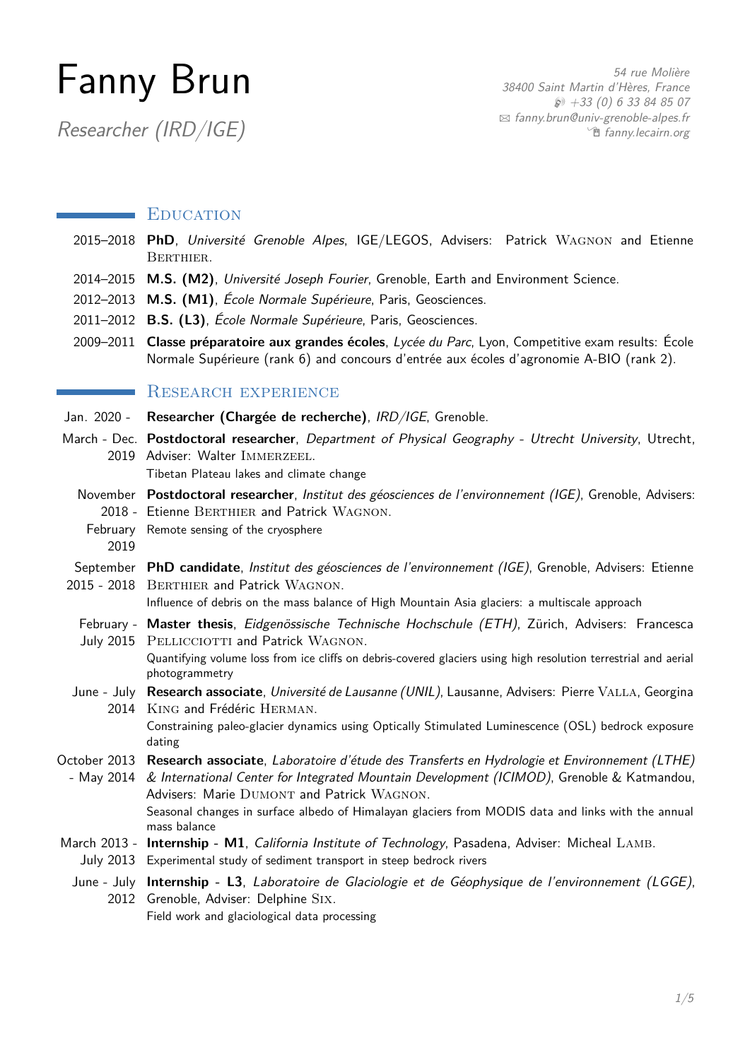# Fanny Brun

*Researcher (IRD/IGE)*

*54 rue Molière*
*38400 Saint Martin d'Hères, France*
*+33 (0) 6 33 84 85 07*
*fanny.brun@univ-grenoble-alpes.fr*
*fanny.lecairn.org*

## Education

**2015–2018** **PhD**, *Université Grenoble Alpes*, IGE/LEGOS, Advisers: Patrick Wagnon and Etienne Berthier.

**2014–2015** **M.S. (M2)**, *Université Joseph Fourier*, Grenoble, Earth and Environment Science.

**2012–2013** **M.S. (M1)**, *École Normale Supérieure*, Paris, Geosciences.

**2011–2012** **B.S. (L3)**, *École Normale Supérieure*, Paris, Geosciences.

**2009–2011** **Classe préparatoire aux grandes écoles**, *Lycée du Parc*, Lyon, Competitive exam results: École Normale Supérieure (rank 6) and concours d'entrée aux écoles d'agronomie A-BIO (rank 2).

## Research experience

**Jan. 2020 -** **Researcher (Chargée de recherche)**, *IRD/IGE*, Grenoble.

**March - Dec. 2019** **Postdoctoral researcher**, *Department of Physical Geography - Utrecht University*, Utrecht, Adviser: Walter Immerzeel.
Tibetan Plateau lakes and climate change

**November 2018 - February 2019** **Postdoctoral researcher**, *Institut des géosciences de l'environnement (IGE)*, Grenoble, Advisers: Etienne Berthier and Patrick Wagnon.
Remote sensing of the cryosphere

**September 2015 - 2018** **PhD candidate**, *Institut des géosciences de l'environnement (IGE)*, Grenoble, Advisers: Etienne Berthier and Patrick Wagnon.
Influence of debris on the mass balance of High Mountain Asia glaciers: a multiscale approach

**February - July 2015** **Master thesis**, *Eidgenössische Technische Hochschule (ETH)*, Zürich, Advisers: Francesca Pellicciotti and Patrick Wagnon.
Quantifying volume loss from ice cliffs on debris-covered glaciers using high resolution terrestrial and aerial photogrammetry

**June - July 2014** **Research associate**, *Université de Lausanne (UNIL)*, Lausanne, Advisers: Pierre Valla, Georgina King and Frédéric Herman.
Constraining paleo-glacier dynamics using Optically Stimulated Luminescence (OSL) bedrock exposure dating

**October 2013 - May 2014** **Research associate**, *Laboratoire d'étude des Transferts en Hydrologie et Environnement (LTHE) & International Center for Integrated Mountain Development (ICIMOD)*, Grenoble & Katmandou, Advisers: Marie Dumont and Patrick Wagnon.
Seasonal changes in surface albedo of Himalayan glaciers from MODIS data and links with the annual mass balance

**March 2013 - July 2013** **Internship - M1**, *California Institute of Technology*, Pasadena, Adviser: Micheal Lamb.
Experimental study of sediment transport in steep bedrock rivers

**June - July 2012** **Internship - L3**, *Laboratoire de Glaciologie et de Géophysique de l'environnement (LGGE)*, Grenoble, Adviser: Delphine Six.
Field work and glaciological data processing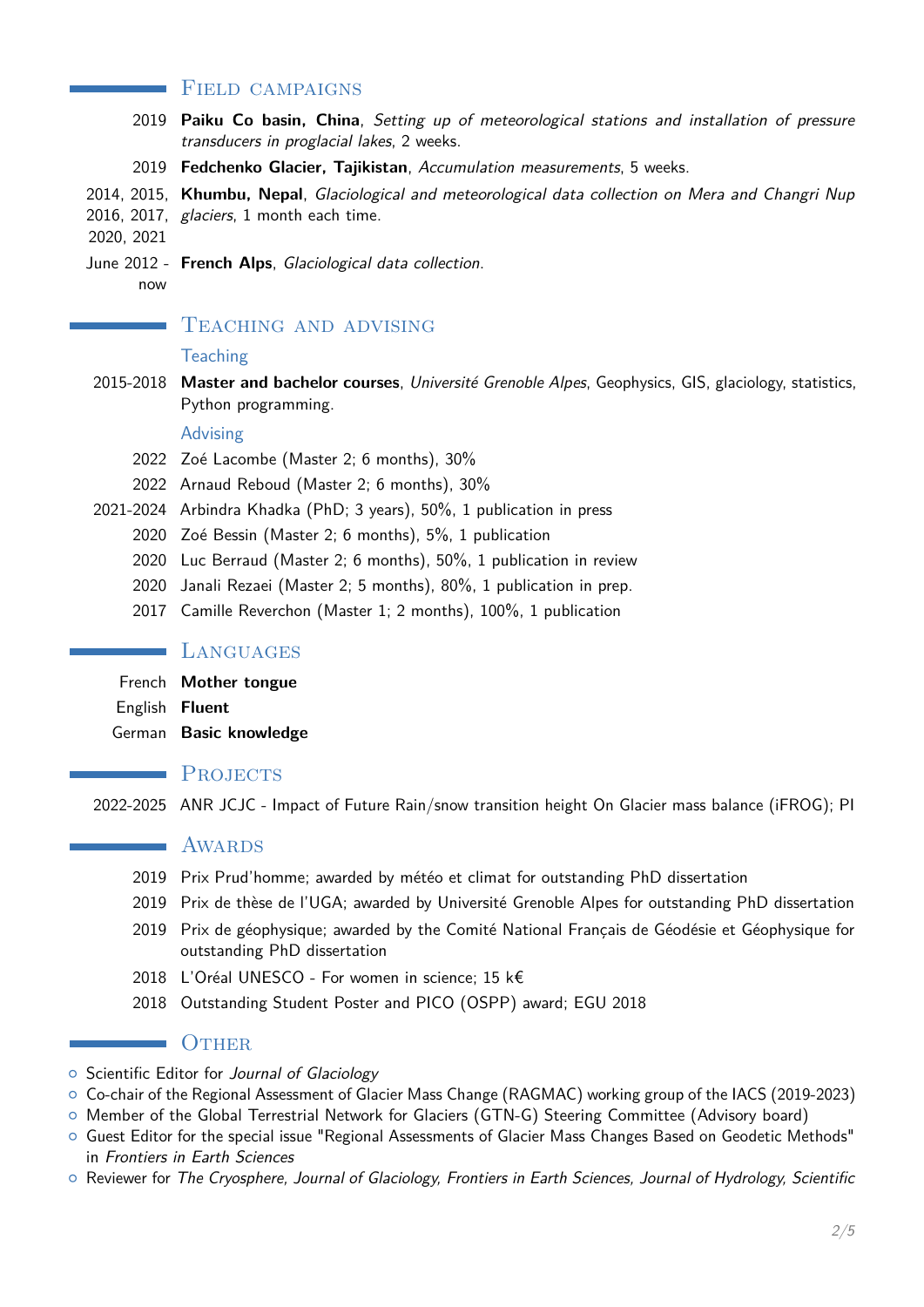## Field campaigns

2019 **Paiku Co basin, China**, *Setting up of meteorological stations and installation of pressure transducers in proglacial lakes*, 2 weeks.

2019 **Fedchenko Glacier, Tajikistan**, *Accumulation measurements*, 5 weeks.

2014, 2015, 2016, 2017, 2020, 2021 **Khumbu, Nepal**, *Glaciological and meteorological data collection on Mera and Changri Nup glaciers*, 1 month each time.

June 2012 - now **French Alps**, *Glaciological data collection*.

## Teaching and advising

### Teaching

2015-2018 **Master and bachelor courses**, *Université Grenoble Alpes*, Geophysics, GIS, glaciology, statistics, Python programming.

### Advising

2022 Zoé Lacombe (Master 2; 6 months), 30%

2022 Arnaud Reboud (Master 2; 6 months), 30%

2021-2024 Arbindra Khadka (PhD; 3 years), 50%, 1 publication in press

2020 Zoé Bessin (Master 2; 6 months), 5%, 1 publication

2020 Luc Berraud (Master 2; 6 months), 50%, 1 publication in review

2020 Janali Rezaei (Master 2; 5 months), 80%, 1 publication in prep.

2017 Camille Reverchon (Master 1; 2 months), 100%, 1 publication

## Languages

French **Mother tongue**

English **Fluent**

German **Basic knowledge**

## Projects

2022-2025 ANR JCJC - Impact of Future Rain/snow transition height On Glacier mass balance (iFROG); PI

## Awards

2019 Prix Prud'homme; awarded by météo et climat for outstanding PhD dissertation

2019 Prix de thèse de l'UGA; awarded by Université Grenoble Alpes for outstanding PhD dissertation

2019 Prix de géophysique; awarded by the Comité National Français de Géodésie et Géophysique for outstanding PhD dissertation

2018 L'Oréal UNESCO - For women in science; 15 k€

2018 Outstanding Student Poster and PICO (OSPP) award; EGU 2018

## Other

- Scientific Editor for *Journal of Glaciology*
- Co-chair of the Regional Assessment of Glacier Mass Change (RAGMAC) working group of the IACS (2019-2023)
- Member of the Global Terrestrial Network for Glaciers (GTN-G) Steering Committee (Advisory board)
- Guest Editor for the special issue "Regional Assessments of Glacier Mass Changes Based on Geodetic Methods" in *Frontiers in Earth Sciences*
- Reviewer for *The Cryosphere, Journal of Glaciology, Frontiers in Earth Sciences, Journal of Hydrology, Scientific*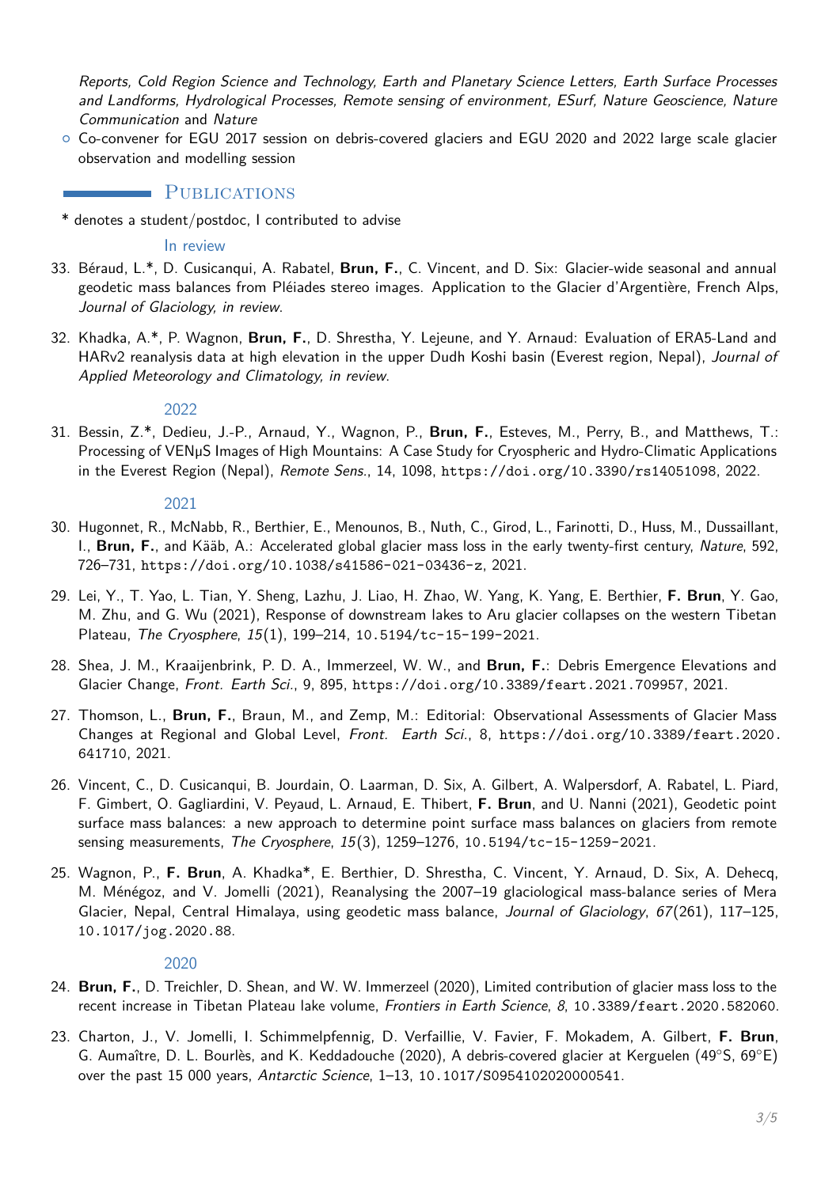Reports, Cold Region Science and Technology, Earth and Planetary Science Letters, Earth Surface Processes and Landforms, Hydrological Processes, Remote sensing of environment, ESurf, Nature Geoscience, Nature Communication* and *Nature*

- Co-convener for EGU 2017 session on debris-covered glaciers and EGU 2020 and 2022 large scale glacier observation and modelling session

## Publications

\* denotes a student/postdoc, I contributed to advise

### In review

33. Béraud, L.*, D. Cusicanqui, A. Rabatel, **Brun, F.**, C. Vincent, and D. Six: Glacier-wide seasonal and annual geodetic mass balances from Pléiades stereo images. Application to the Glacier d'Argentière, French Alps, *Journal of Glaciology, in review*.

32. Khadka, A.*, P. Wagnon, **Brun, F.**, D. Shrestha, Y. Lejeune, and Y. Arnaud: Evaluation of ERA5-Land and HARv2 reanalysis data at high elevation in the upper Dudh Koshi basin (Everest region, Nepal), *Journal of Applied Meteorology and Climatology, in review*.

### 2022

31. Bessin, Z.*, Dedieu, J.-P., Arnaud, Y., Wagnon, P., **Brun, F.**, Esteves, M., Perry, B., and Matthews, T.: Processing of VENμS Images of High Mountains: A Case Study for Cryospheric and Hydro-Climatic Applications in the Everest Region (Nepal), *Remote Sens.*, 14, 1098, `https://doi.org/10.3390/rs14051098`, 2022.

### 2021

30. Hugonnet, R., McNabb, R., Berthier, E., Menounos, B., Nuth, C., Girod, L., Farinotti, D., Huss, M., Dussaillant, I., **Brun, F.**, and Kääb, A.: Accelerated global glacier mass loss in the early twenty-first century, *Nature*, 592, 726–731, `https://doi.org/10.1038/s41586-021-03436-z`, 2021.

29. Lei, Y., T. Yao, L. Tian, Y. Sheng, Lazhu, J. Liao, H. Zhao, W. Yang, K. Yang, E. Berthier, **F. Brun**, Y. Gao, M. Zhu, and G. Wu (2021), Response of downstream lakes to Aru glacier collapses on the western Tibetan Plateau, *The Cryosphere*, *15*(1), 199–214, `10.5194/tc-15-199-2021`.

28. Shea, J. M., Kraaijenbrink, P. D. A., Immerzeel, W. W., and **Brun, F.**: Debris Emergence Elevations and Glacier Change, *Front. Earth Sci.*, 9, 895, `https://doi.org/10.3389/feart.2021.709957`, 2021.

27. Thomson, L., **Brun, F.**, Braun, M., and Zemp, M.: Editorial: Observational Assessments of Glacier Mass Changes at Regional and Global Level, *Front. Earth Sci.*, 8, `https://doi.org/10.3389/feart.2020.641710`, 2021.

26. Vincent, C., D. Cusicanqui, B. Jourdain, O. Laarman, D. Six, A. Gilbert, A. Walpersdorf, A. Rabatel, L. Piard, F. Gimbert, O. Gagliardini, V. Peyaud, L. Arnaud, E. Thibert, **F. Brun**, and U. Nanni (2021), Geodetic point surface mass balances: a new approach to determine point surface mass balances on glaciers from remote sensing measurements, *The Cryosphere*, *15*(3), 1259–1276, `10.5194/tc-15-1259-2021`.

25. Wagnon, P., **F. Brun**, A. Khadka*, E. Berthier, D. Shrestha, C. Vincent, Y. Arnaud, D. Six, A. Dehecq, M. Ménégoz, and V. Jomelli (2021), Reanalysing the 2007–19 glaciological mass-balance series of Mera Glacier, Nepal, Central Himalaya, using geodetic mass balance, *Journal of Glaciology*, *67*(261), 117–125, `10.1017/jog.2020.88`.

### 2020

24. **Brun, F.**, D. Treichler, D. Shean, and W. W. Immerzeel (2020), Limited contribution of glacier mass loss to the recent increase in Tibetan Plateau lake volume, *Frontiers in Earth Science*, *8*, `10.3389/feart.2020.582060`.

23. Charton, J., V. Jomelli, I. Schimmelpfennig, D. Verfaillie, V. Favier, F. Mokadem, A. Gilbert, **F. Brun**, G. Aumaître, D. L. Bourlès, and K. Keddadouche (2020), A debris-covered glacier at Kerguelen (49°S, 69°E) over the past 15 000 years, *Antarctic Science*, 1–13, `10.1017/S0954102020000541`.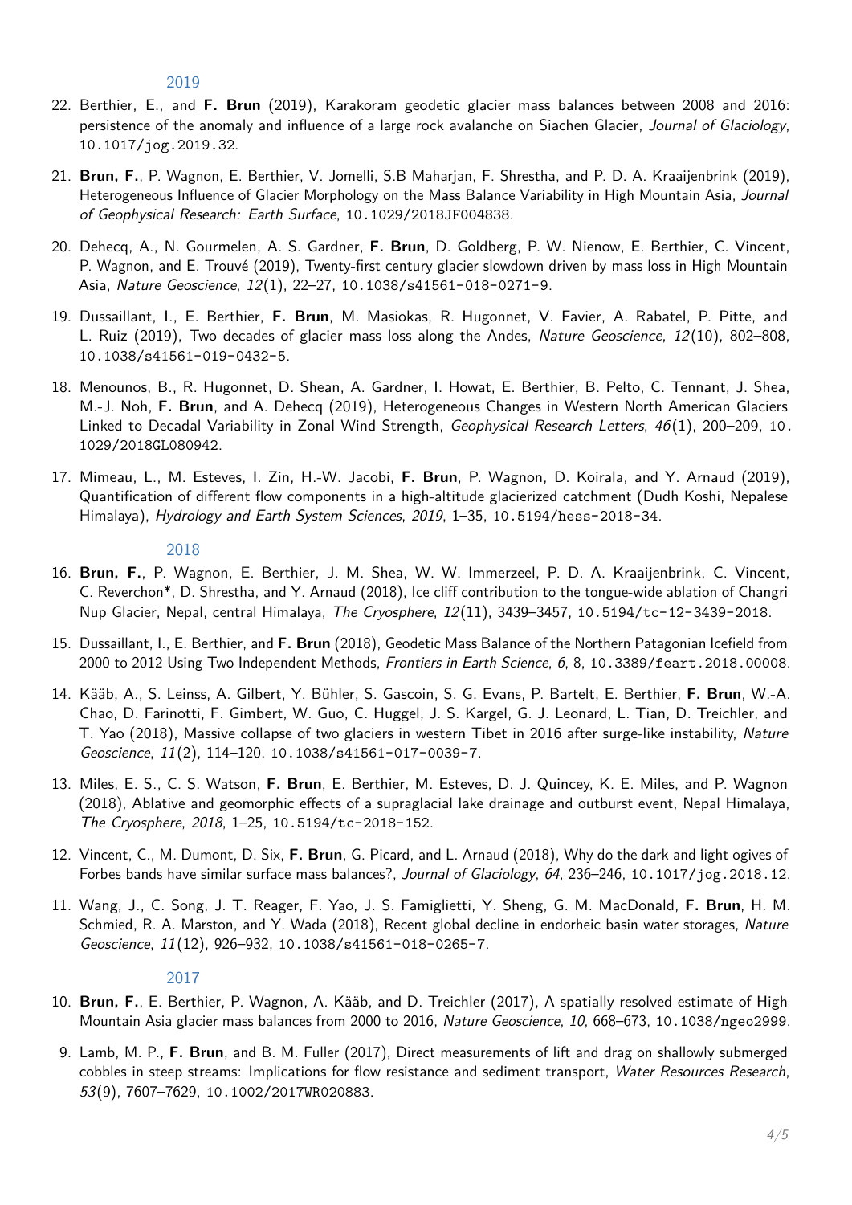### 2019

22. Berthier, E., and **F. Brun** (2019), Karakoram geodetic glacier mass balances between 2008 and 2016: persistence of the anomaly and influence of a large rock avalanche on Siachen Glacier, *Journal of Glaciology*, 10.1017/jog.2019.32.

21. **Brun, F.**, P. Wagnon, E. Berthier, V. Jomelli, S.B Maharjan, F. Shrestha, and P. D. A. Kraaijenbrink (2019), Heterogeneous Influence of Glacier Morphology on the Mass Balance Variability in High Mountain Asia, *Journal of Geophysical Research: Earth Surface*, 10.1029/2018JF004838.

20. Dehecq, A., N. Gourmelen, A. S. Gardner, **F. Brun**, D. Goldberg, P. W. Nienow, E. Berthier, C. Vincent, P. Wagnon, and E. Trouvé (2019), Twenty-first century glacier slowdown driven by mass loss in High Mountain Asia, *Nature Geoscience*, *12*(1), 22–27, 10.1038/s41561-018-0271-9.

19. Dussaillant, I., E. Berthier, **F. Brun**, M. Masiokas, R. Hugonnet, V. Favier, A. Rabatel, P. Pitte, and L. Ruiz (2019), Two decades of glacier mass loss along the Andes, *Nature Geoscience*, *12*(10), 802–808, 10.1038/s41561-019-0432-5.

18. Menounos, B., R. Hugonnet, D. Shean, A. Gardner, I. Howat, E. Berthier, B. Pelto, C. Tennant, J. Shea, M.-J. Noh, **F. Brun**, and A. Dehecq (2019), Heterogeneous Changes in Western North American Glaciers Linked to Decadal Variability in Zonal Wind Strength, *Geophysical Research Letters*, *46*(1), 200–209, 10.1029/2018GL080942.

17. Mimeau, L., M. Esteves, I. Zin, H.-W. Jacobi, **F. Brun**, P. Wagnon, D. Koirala, and Y. Arnaud (2019), Quantification of different flow components in a high-altitude glacierized catchment (Dudh Koshi, Nepalese Himalaya), *Hydrology and Earth System Sciences*, *2019*, 1–35, 10.5194/hess-2018-34.

### 2018

16. **Brun, F.**, P. Wagnon, E. Berthier, J. M. Shea, W. W. Immerzeel, P. D. A. Kraaijenbrink, C. Vincent, C. Reverchon*, D. Shrestha, and Y. Arnaud (2018), Ice cliff contribution to the tongue-wide ablation of Changri Nup Glacier, Nepal, central Himalaya, *The Cryosphere*, *12*(11), 3439–3457, 10.5194/tc-12-3439-2018.

15. Dussaillant, I., E. Berthier, and **F. Brun** (2018), Geodetic Mass Balance of the Northern Patagonian Icefield from 2000 to 2012 Using Two Independent Methods, *Frontiers in Earth Science*, *6*, 8, 10.3389/feart.2018.00008.

14. Kääb, A., S. Leinss, A. Gilbert, Y. Bühler, S. Gascoin, S. G. Evans, P. Bartelt, E. Berthier, **F. Brun**, W.-A. Chao, D. Farinotti, F. Gimbert, W. Guo, C. Huggel, J. S. Kargel, G. J. Leonard, L. Tian, D. Treichler, and T. Yao (2018), Massive collapse of two glaciers in western Tibet in 2016 after surge-like instability, *Nature Geoscience*, *11*(2), 114–120, 10.1038/s41561-017-0039-7.

13. Miles, E. S., C. S. Watson, **F. Brun**, E. Berthier, M. Esteves, D. J. Quincey, K. E. Miles, and P. Wagnon (2018), Ablative and geomorphic effects of a supraglacial lake drainage and outburst event, Nepal Himalaya, *The Cryosphere*, *2018*, 1–25, 10.5194/tc-2018-152.

12. Vincent, C., M. Dumont, D. Six, **F. Brun**, G. Picard, and L. Arnaud (2018), Why do the dark and light ogives of Forbes bands have similar surface mass balances?, *Journal of Glaciology*, *64*, 236–246, 10.1017/jog.2018.12.

11. Wang, J., C. Song, J. T. Reager, F. Yao, J. S. Famiglietti, Y. Sheng, G. M. MacDonald, **F. Brun**, H. M. Schmied, R. A. Marston, and Y. Wada (2018), Recent global decline in endorheic basin water storages, *Nature Geoscience*, *11*(12), 926–932, 10.1038/s41561-018-0265-7.

### 2017

10. **Brun, F.**, E. Berthier, P. Wagnon, A. Kääb, and D. Treichler (2017), A spatially resolved estimate of High Mountain Asia glacier mass balances from 2000 to 2016, *Nature Geoscience*, *10*, 668–673, 10.1038/ngeo2999.

9. Lamb, M. P., **F. Brun**, and B. M. Fuller (2017), Direct measurements of lift and drag on shallowly submerged cobbles in steep streams: Implications for flow resistance and sediment transport, *Water Resources Research*, *53*(9), 7607–7629, 10.1002/2017WR020883.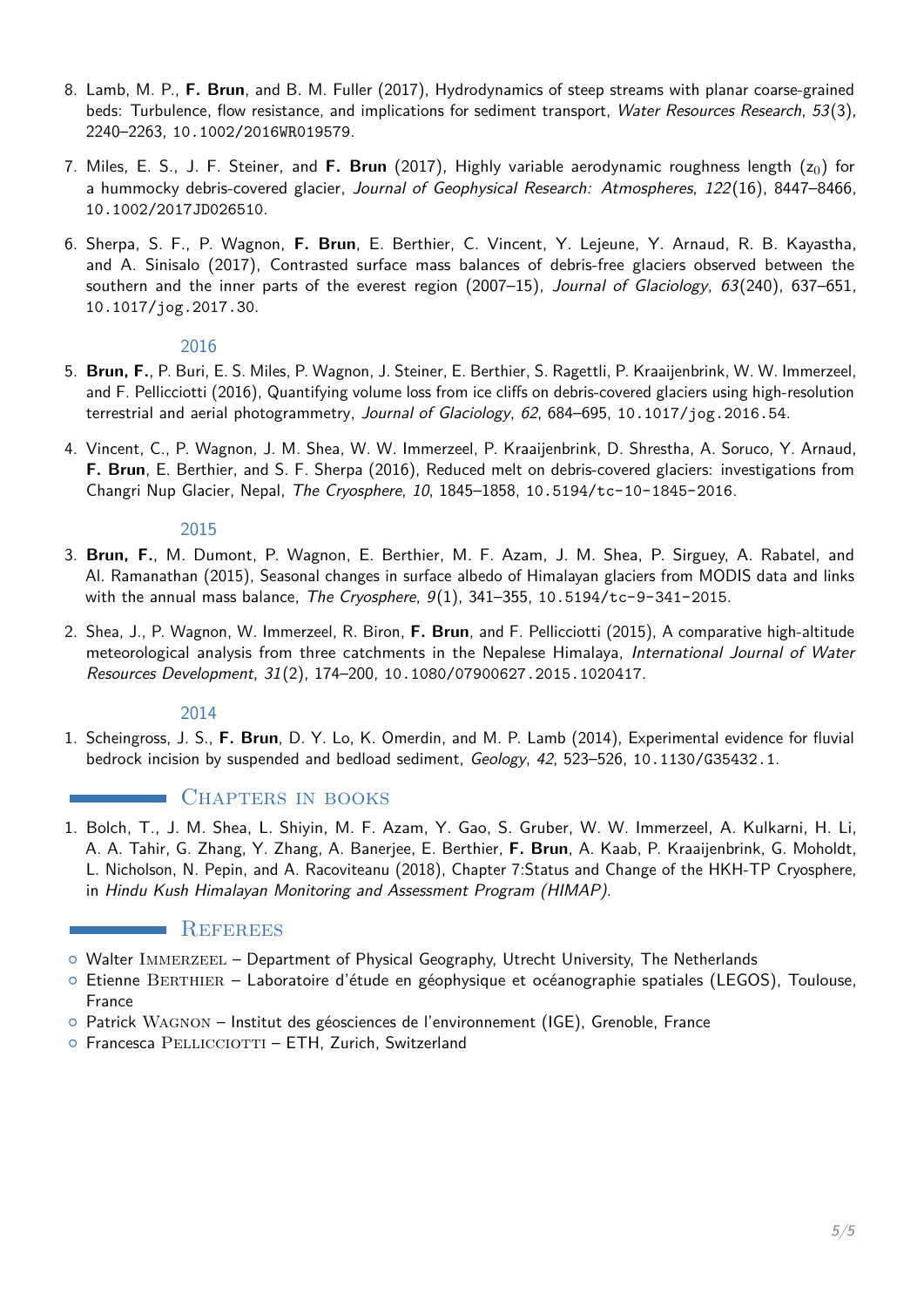8. Lamb, M. P., **F. Brun**, and B. M. Fuller (2017), Hydrodynamics of steep streams with planar coarse-grained beds: Turbulence, flow resistance, and implications for sediment transport, *Water Resources Research*, *53*(3), 2240–2263, 10.1002/2016WR019579.

7. Miles, E. S., J. F. Steiner, and **F. Brun** (2017), Highly variable aerodynamic roughness length ($z_0$) for a hummocky debris-covered glacier, *Journal of Geophysical Research: Atmospheres*, *122*(16), 8447–8466, 10.1002/2017JD026510.

6. Sherpa, S. F., P. Wagnon, **F. Brun**, E. Berthier, C. Vincent, Y. Lejeune, Y. Arnaud, R. B. Kayastha, and A. Sinisalo (2017), Contrasted surface mass balances of debris-free glaciers observed between the southern and the inner parts of the everest region (2007–15), *Journal of Glaciology*, *63*(240), 637–651, 10.1017/jog.2017.30.

2016

5. **Brun, F.**, P. Buri, E. S. Miles, P. Wagnon, J. Steiner, E. Berthier, S. Ragettli, P. Kraaijenbrink, W. W. Immerzeel, and F. Pellicciotti (2016), Quantifying volume loss from ice cliffs on debris-covered glaciers using high-resolution terrestrial and aerial photogrammetry, *Journal of Glaciology*, *62*, 684–695, 10.1017/jog.2016.54.

4. Vincent, C., P. Wagnon, J. M. Shea, W. W. Immerzeel, P. Kraaijenbrink, D. Shrestha, A. Soruco, Y. Arnaud, **F. Brun**, E. Berthier, and S. F. Sherpa (2016), Reduced melt on debris-covered glaciers: investigations from Changri Nup Glacier, Nepal, *The Cryosphere*, *10*, 1845–1858, 10.5194/tc-10-1845-2016.

2015

3. **Brun, F.**, M. Dumont, P. Wagnon, E. Berthier, M. F. Azam, J. M. Shea, P. Sirguey, A. Rabatel, and Al. Ramanathan (2015), Seasonal changes in surface albedo of Himalayan glaciers from MODIS data and links with the annual mass balance, *The Cryosphere*, *9*(1), 341–355, 10.5194/tc-9-341-2015.

2. Shea, J., P. Wagnon, W. Immerzeel, R. Biron, **F. Brun**, and F. Pellicciotti (2015), A comparative high-altitude meteorological analysis from three catchments in the Nepalese Himalaya, *International Journal of Water Resources Development*, *31*(2), 174–200, 10.1080/07900627.2015.1020417.

2014

1. Scheingross, J. S., **F. Brun**, D. Y. Lo, K. Omerdin, and M. P. Lamb (2014), Experimental evidence for fluvial bedrock incision by suspended and bedload sediment, *Geology*, *42*, 523–526, 10.1130/G35432.1.

## Chapters in books

1. Bolch, T., J. M. Shea, L. Shiyin, M. F. Azam, Y. Gao, S. Gruber, W. W. Immerzeel, A. Kulkarni, H. Li, A. A. Tahir, G. Zhang, Y. Zhang, A. Banerjee, E. Berthier, **F. Brun**, A. Kaab, P. Kraaijenbrink, G. Moholdt, L. Nicholson, N. Pepin, and A. Racoviteanu (2018), Chapter 7:Status and Change of the HKH-TP Cryosphere, in *Hindu Kush Himalayan Monitoring and Assessment Program (HIMAP)*.

## Referees

- Walter Immerzeel – Department of Physical Geography, Utrecht University, The Netherlands
- Etienne Berthier – Laboratoire d'étude en géophysique et océanographie spatiales (LEGOS), Toulouse, France
- Patrick Wagnon – Institut des géosciences de l'environnement (IGE), Grenoble, France
- Francesca Pellicciotti – ETH, Zurich, Switzerland